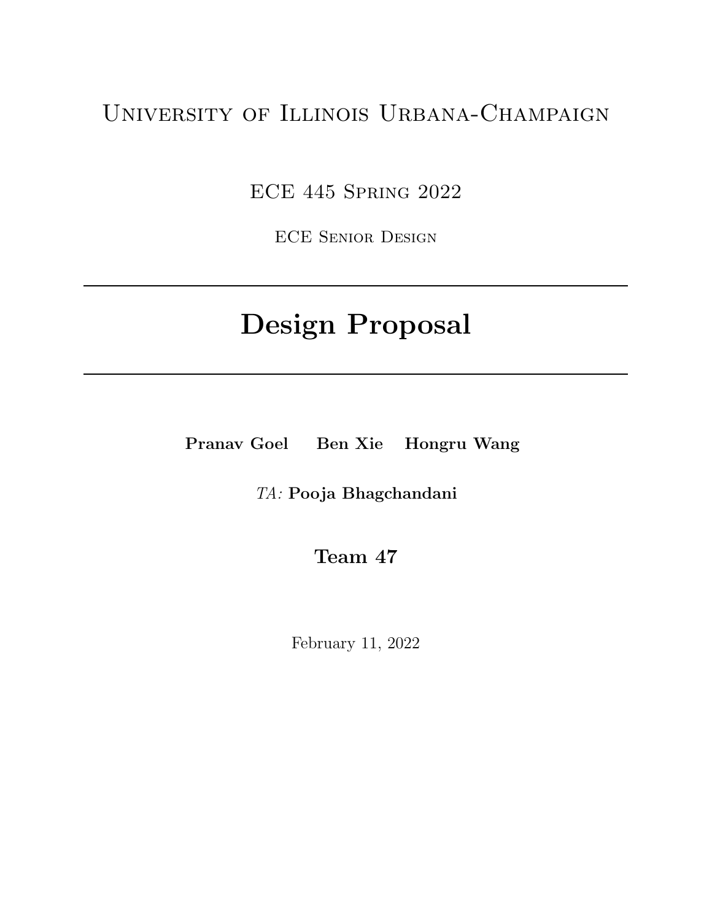University of Illinois Urbana-Champaign

ECE 445 Spring 2022

ECE Senior Design

---

# Design Proposal

---

**Pranav Goel** **Ben Xie** **Hongru Wang**

*TA:* **Pooja Bhagchandani**

**Team 47**

February 11, 2022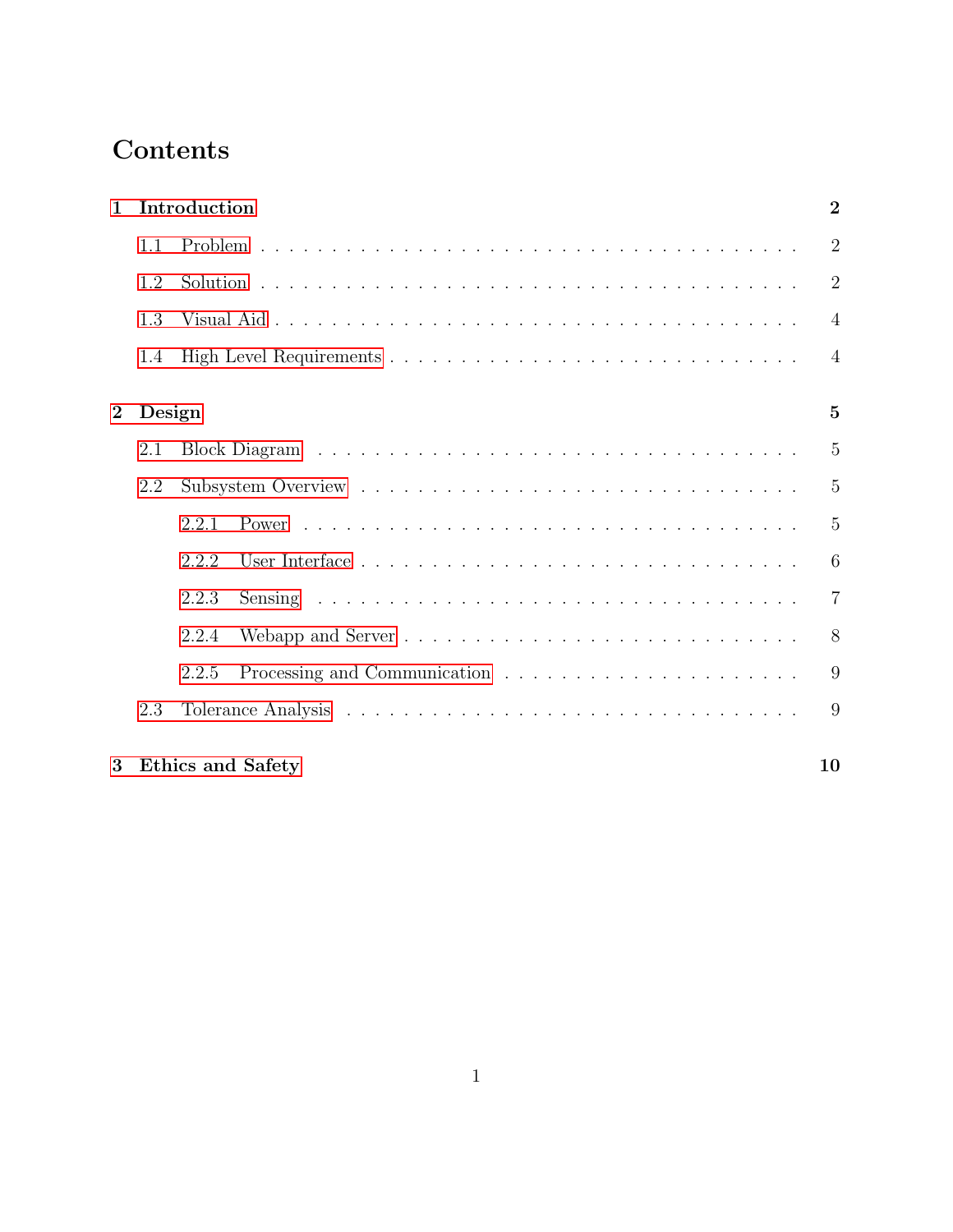# Contents

**1 Introduction** **2**

- 1.1 Problem . . . . . . . . . . . . . . . . . . . . . . . . . . . . . . . . . . . . 2
- 1.2 Solution . . . . . . . . . . . . . . . . . . . . . . . . . . . . . . . . . . . . 2
- 1.3 Visual Aid . . . . . . . . . . . . . . . . . . . . . . . . . . . . . . . . . . . 4
- 1.4 High Level Requirements . . . . . . . . . . . . . . . . . . . . . . . . . . . . 4

**2 Design** **5**

- 2.1 Block Diagram . . . . . . . . . . . . . . . . . . . . . . . . . . . . . . . . . 5
- 2.2 Subsystem Overview . . . . . . . . . . . . . . . . . . . . . . . . . . . . . . 5
  - 2.2.1 Power . . . . . . . . . . . . . . . . . . . . . . . . . . . . . . . . . 5
  - 2.2.2 User Interface . . . . . . . . . . . . . . . . . . . . . . . . . . . . . 6
  - 2.2.3 Sensing . . . . . . . . . . . . . . . . . . . . . . . . . . . . . . . . 7
  - 2.2.4 Webapp and Server . . . . . . . . . . . . . . . . . . . . . . . . . . 8
  - 2.2.5 Processing and Communication . . . . . . . . . . . . . . . . . . . . 9
- 2.3 Tolerance Analysis . . . . . . . . . . . . . . . . . . . . . . . . . . . . . . 9

**3 Ethics and Safety** **10**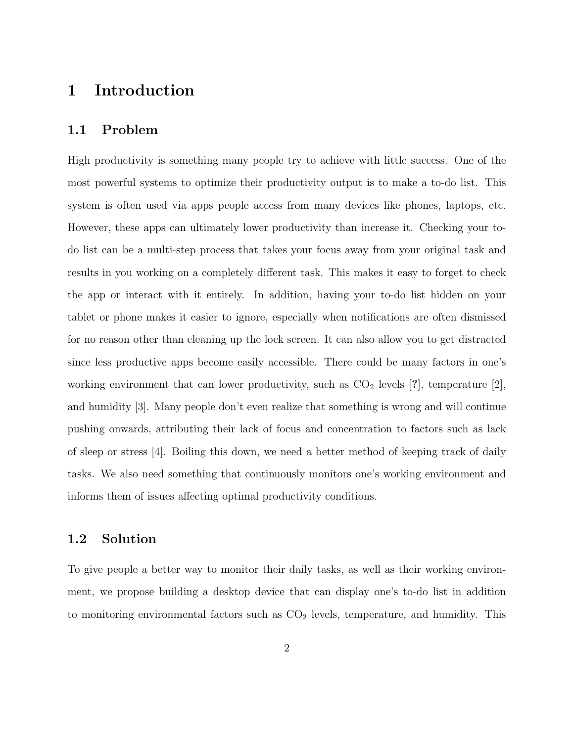# 1 Introduction

## 1.1 Problem

High productivity is something many people try to achieve with little success. One of the most powerful systems to optimize their productivity output is to make a to-do list. This system is often used via apps people access from many devices like phones, laptops, etc. However, these apps can ultimately lower productivity than increase it. Checking your to-do list can be a multi-step process that takes your focus away from your original task and results in you working on a completely different task. This makes it easy to forget to check the app or interact with it entirely. In addition, having your to-do list hidden on your tablet or phone makes it easier to ignore, especially when notifications are often dismissed for no reason other than cleaning up the lock screen. It can also allow you to get distracted since less productive apps become easily accessible. There could be many factors in one's working environment that can lower productivity, such as $CO_2$ levels [**?**], temperature [2], and humidity [3]. Many people don't even realize that something is wrong and will continue pushing onwards, attributing their lack of focus and concentration to factors such as lack of sleep or stress [4]. Boiling this down, we need a better method of keeping track of daily tasks. We also need something that continuously monitors one's working environment and informs them of issues affecting optimal productivity conditions.

## 1.2 Solution

To give people a better way to monitor their daily tasks, as well as their working environment, we propose building a desktop device that can display one's to-do list in addition to monitoring environmental factors such as $CO_2$ levels, temperature, and humidity. This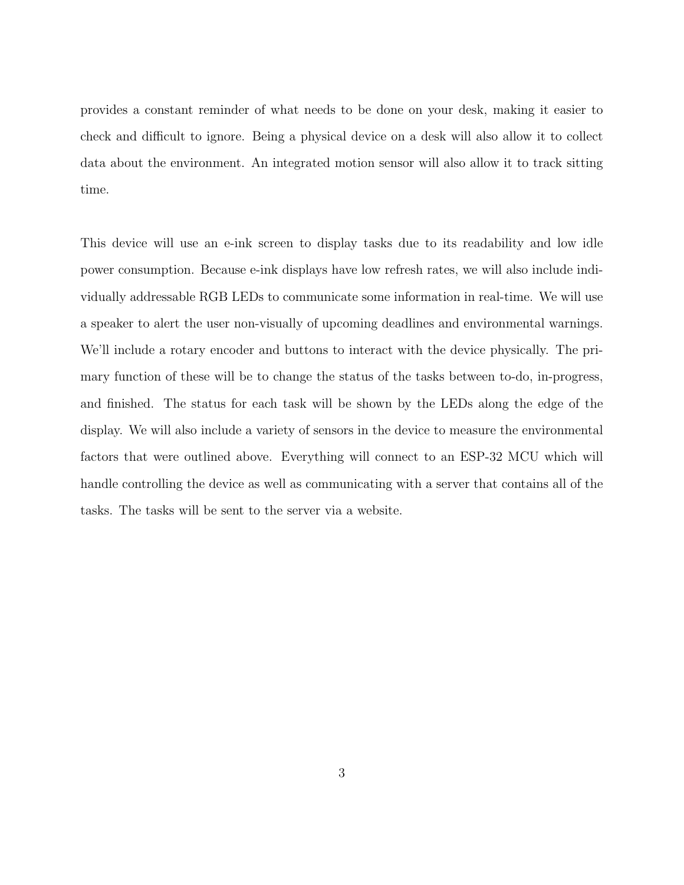provides a constant reminder of what needs to be done on your desk, making it easier to check and difficult to ignore. Being a physical device on a desk will also allow it to collect data about the environment. An integrated motion sensor will also allow it to track sitting time.

This device will use an e-ink screen to display tasks due to its readability and low idle power consumption. Because e-ink displays have low refresh rates, we will also include individually addressable RGB LEDs to communicate some information in real-time. We will use a speaker to alert the user non-visually of upcoming deadlines and environmental warnings. We'll include a rotary encoder and buttons to interact with the device physically. The primary function of these will be to change the status of the tasks between to-do, in-progress, and finished. The status for each task will be shown by the LEDs along the edge of the display. We will also include a variety of sensors in the device to measure the environmental factors that were outlined above. Everything will connect to an ESP-32 MCU which will handle controlling the device as well as communicating with a server that contains all of the tasks. The tasks will be sent to the server via a website.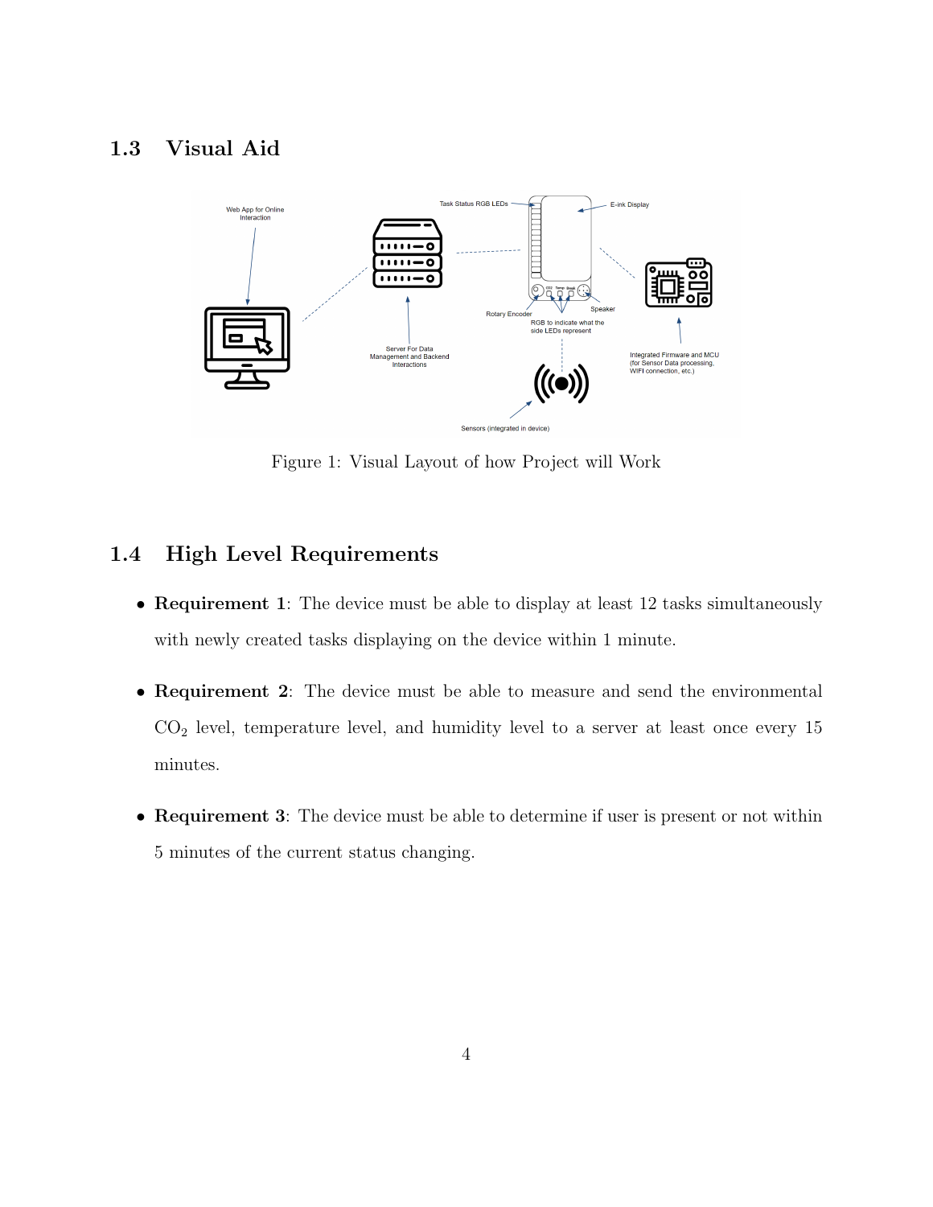## 1.3 Visual Aid

Figure 1: Visual Layout of how Project will Work

## 1.4 High Level Requirements

- **Requirement 1**: The device must be able to display at least 12 tasks simultaneously with newly created tasks displaying on the device within 1 minute.
- **Requirement 2**: The device must be able to measure and send the environmental $CO_2$ level, temperature level, and humidity level to a server at least once every 15 minutes.
- **Requirement 3**: The device must be able to determine if user is present or not within 5 minutes of the current status changing.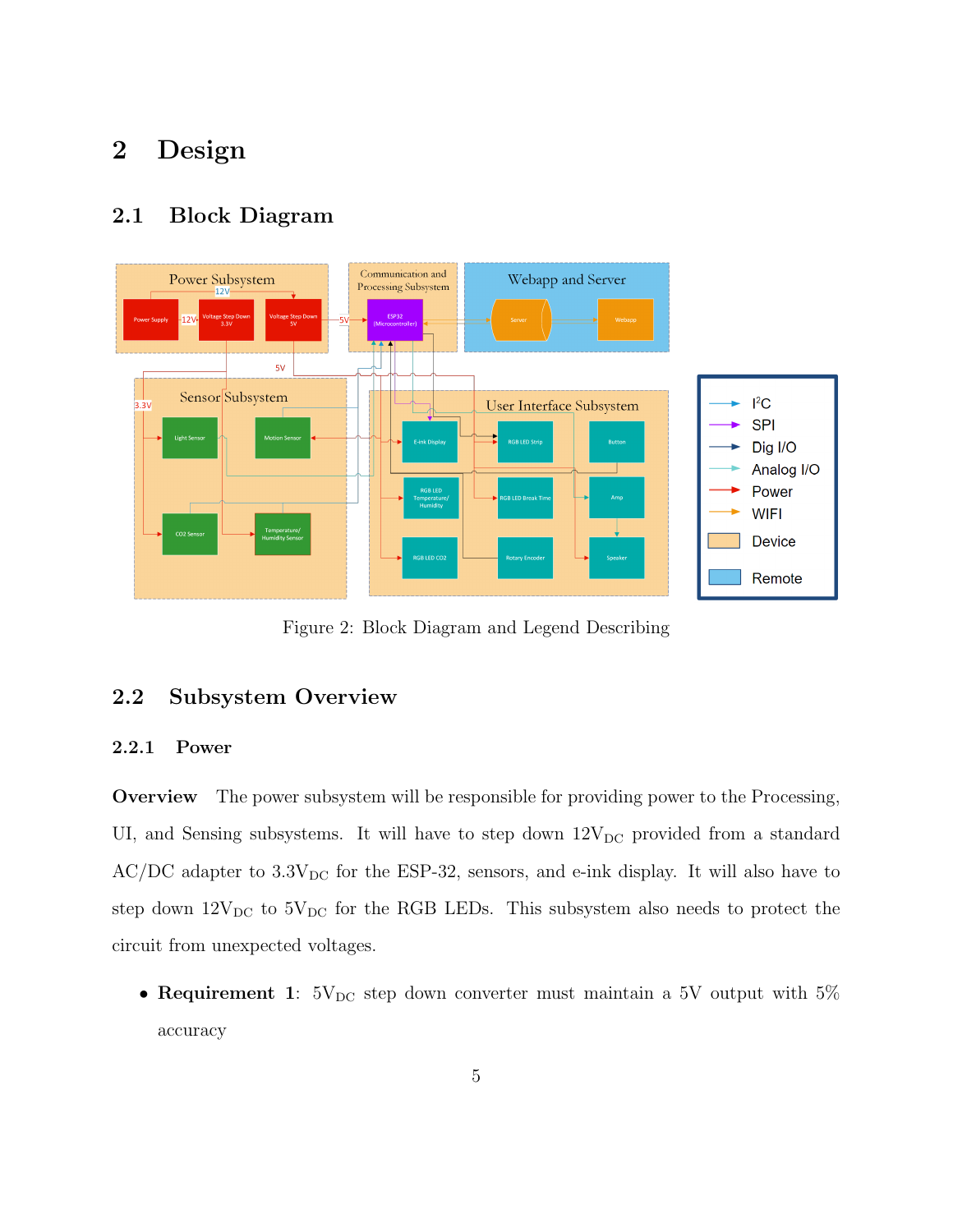# 2 Design

## 2.1 Block Diagram

Figure 2: Block Diagram and Legend Describing

## 2.2 Subsystem Overview

### 2.2.1 Power

**Overview** The power subsystem will be responsible for providing power to the Processing, UI, and Sensing subsystems. It will have to step down $12V_{DC}$ provided from a standard AC/DC adapter to $3.3V_{DC}$ for the ESP-32, sensors, and e-ink display. It will also have to step down $12V_{DC}$ to $5V_{DC}$ for the RGB LEDs. This subsystem also needs to protect the circuit from unexpected voltages.

- **Requirement 1**: $5V_{DC}$ step down converter must maintain a 5V output with 5% accuracy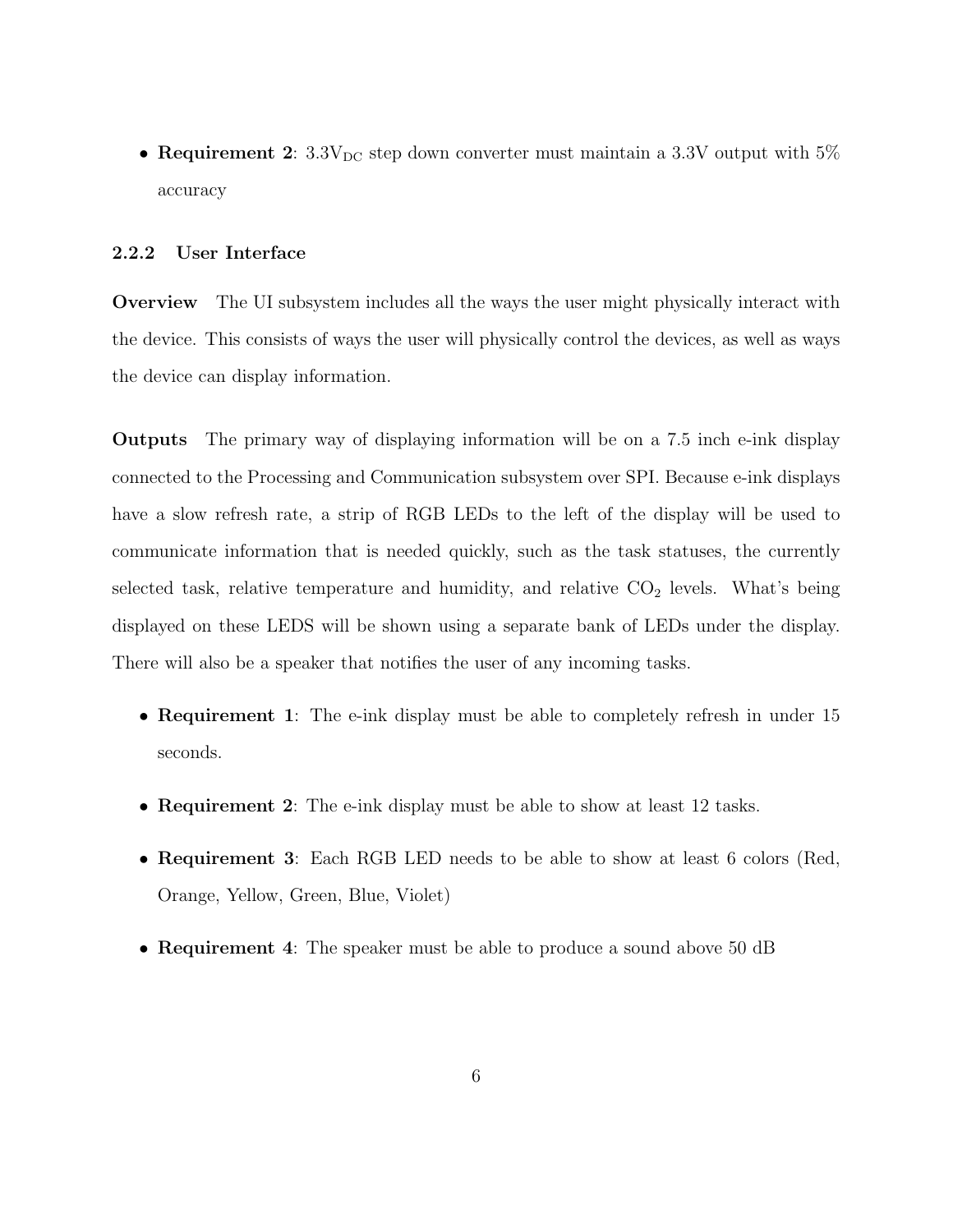- **Requirement 2**: $3.3V_{DC}$ step down converter must maintain a 3.3V output with 5% accuracy

### 2.2.2 User Interface

**Overview** The UI subsystem includes all the ways the user might physically interact with the device. This consists of ways the user will physically control the devices, as well as ways the device can display information.

**Outputs** The primary way of displaying information will be on a 7.5 inch e-ink display connected to the Processing and Communication subsystem over SPI. Because e-ink displays have a slow refresh rate, a strip of RGB LEDs to the left of the display will be used to communicate information that is needed quickly, such as the task statuses, the currently selected task, relative temperature and humidity, and relative $CO_2$ levels. What's being displayed on these LEDS will be shown using a separate bank of LEDs under the display. There will also be a speaker that notifies the user of any incoming tasks.

- **Requirement 1**: The e-ink display must be able to completely refresh in under 15 seconds.
- **Requirement 2**: The e-ink display must be able to show at least 12 tasks.
- **Requirement 3**: Each RGB LED needs to be able to show at least 6 colors (Red, Orange, Yellow, Green, Blue, Violet)
- **Requirement 4**: The speaker must be able to produce a sound above 50 dB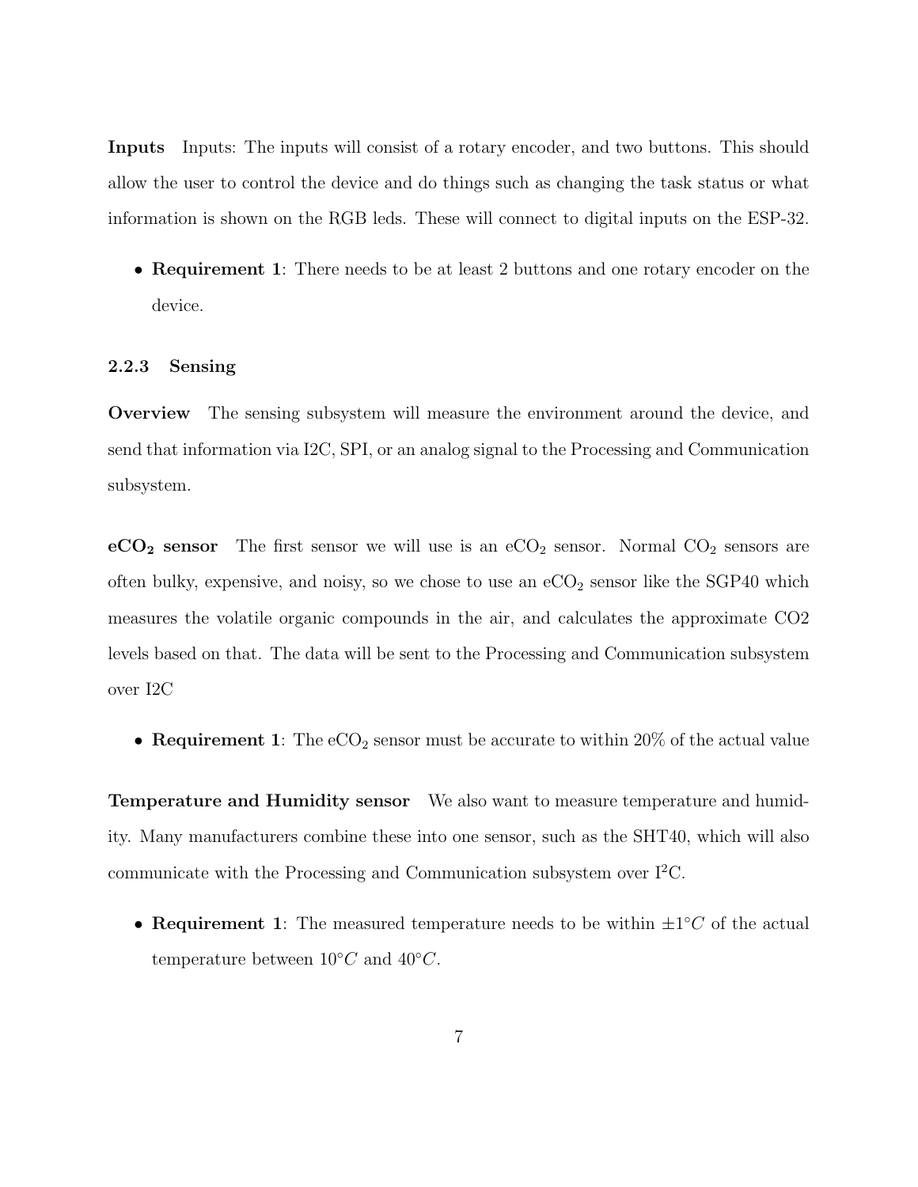**Inputs** Inputs: The inputs will consist of a rotary encoder, and two buttons. This should allow the user to control the device and do things such as changing the task status or what information is shown on the RGB leds. These will connect to digital inputs on the ESP-32.

- **Requirement 1**: There needs to be at least 2 buttons and one rotary encoder on the device.

### 2.2.3 Sensing

**Overview** The sensing subsystem will measure the environment around the device, and send that information via I2C, SPI, or an analog signal to the Processing and Communication subsystem.

**$eCO_2$ sensor** The first sensor we will use is an $eCO_2$ sensor. Normal $CO_2$ sensors are often bulky, expensive, and noisy, so we chose to use an $eCO_2$ sensor like the SGP40 which measures the volatile organic compounds in the air, and calculates the approximate CO2 levels based on that. The data will be sent to the Processing and Communication subsystem over I2C

- **Requirement 1**: The $eCO_2$ sensor must be accurate to within 20% of the actual value

**Temperature and Humidity sensor** We also want to measure temperature and humidity. Many manufacturers combine these into one sensor, such as the SHT40, which will also communicate with the Processing and Communication subsystem over $I^2C$.

- **Requirement 1**: The measured temperature needs to be within $\pm 1^{\circ}C$ of the actual temperature between $10^{\circ}C$ and $40^{\circ}C$.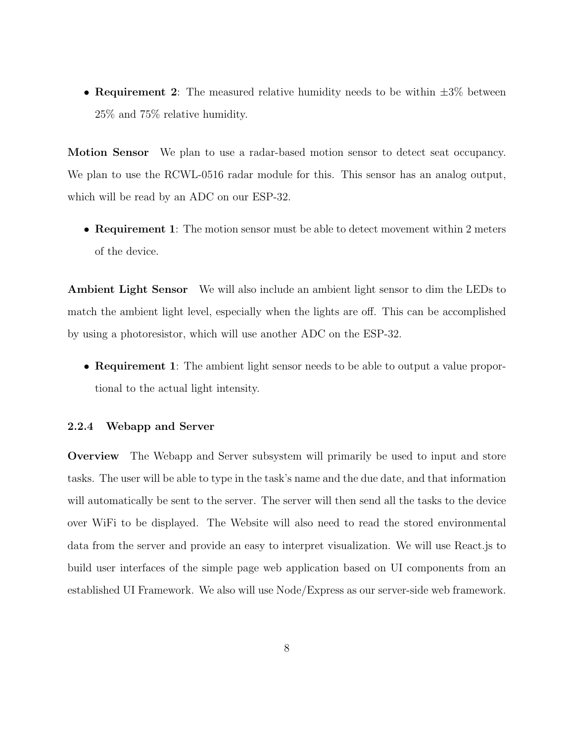- **Requirement 2**: The measured relative humidity needs to be within $\pm 3\%$ between 25% and 75% relative humidity.

**Motion Sensor** We plan to use a radar-based motion sensor to detect seat occupancy. We plan to use the RCWL-0516 radar module for this. This sensor has an analog output, which will be read by an ADC on our ESP-32.

- **Requirement 1**: The motion sensor must be able to detect movement within 2 meters of the device.

**Ambient Light Sensor** We will also include an ambient light sensor to dim the LEDs to match the ambient light level, especially when the lights are off. This can be accomplished by using a photoresistor, which will use another ADC on the ESP-32.

- **Requirement 1**: The ambient light sensor needs to be able to output a value proportional to the actual light intensity.

#### 2.2.4 Webapp and Server

**Overview** The Webapp and Server subsystem will primarily be used to input and store tasks. The user will be able to type in the task's name and the due date, and that information will automatically be sent to the server. The server will then send all the tasks to the device over WiFi to be displayed. The Website will also need to read the stored environmental data from the server and provide an easy to interpret visualization. We will use React.js to build user interfaces of the simple page web application based on UI components from an established UI Framework. We also will use Node/Express as our server-side web framework.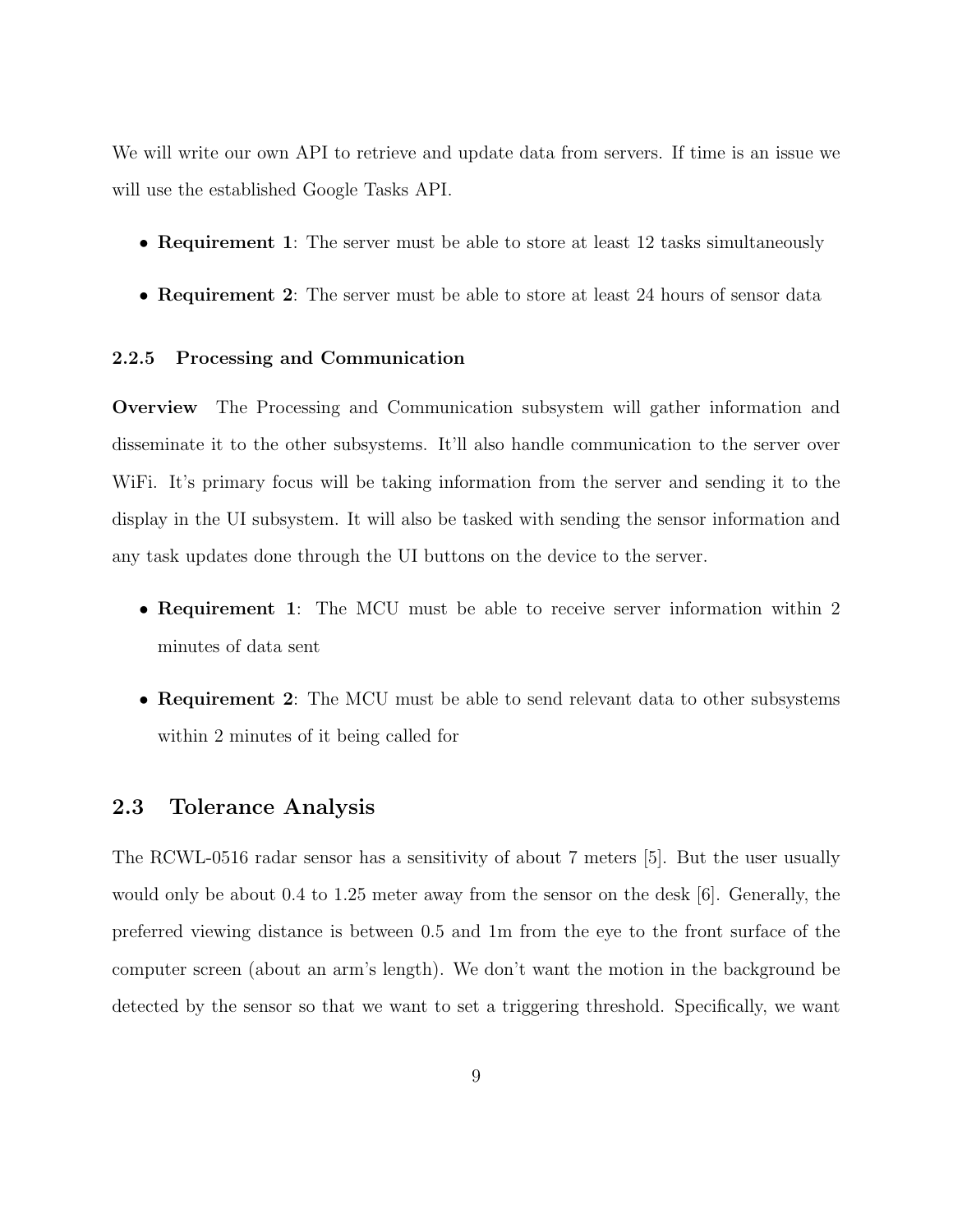We will write our own API to retrieve and update data from servers. If time is an issue we will use the established Google Tasks API.

- **Requirement 1**: The server must be able to store at least 12 tasks simultaneously
- **Requirement 2**: The server must be able to store at least 24 hours of sensor data

#### 2.2.5 Processing and Communication

**Overview** The Processing and Communication subsystem will gather information and disseminate it to the other subsystems. It'll also handle communication to the server over WiFi. It's primary focus will be taking information from the server and sending it to the display in the UI subsystem. It will also be tasked with sending the sensor information and any task updates done through the UI buttons on the device to the server.

- **Requirement 1**: The MCU must be able to receive server information within 2 minutes of data sent
- **Requirement 2**: The MCU must be able to send relevant data to other subsystems within 2 minutes of it being called for

### 2.3 Tolerance Analysis

The RCWL-0516 radar sensor has a sensitivity of about 7 meters [5]. But the user usually would only be about 0.4 to 1.25 meter away from the sensor on the desk [6]. Generally, the preferred viewing distance is between 0.5 and 1m from the eye to the front surface of the computer screen (about an arm's length). We don't want the motion in the background be detected by the sensor so that we want to set a triggering threshold. Specifically, we want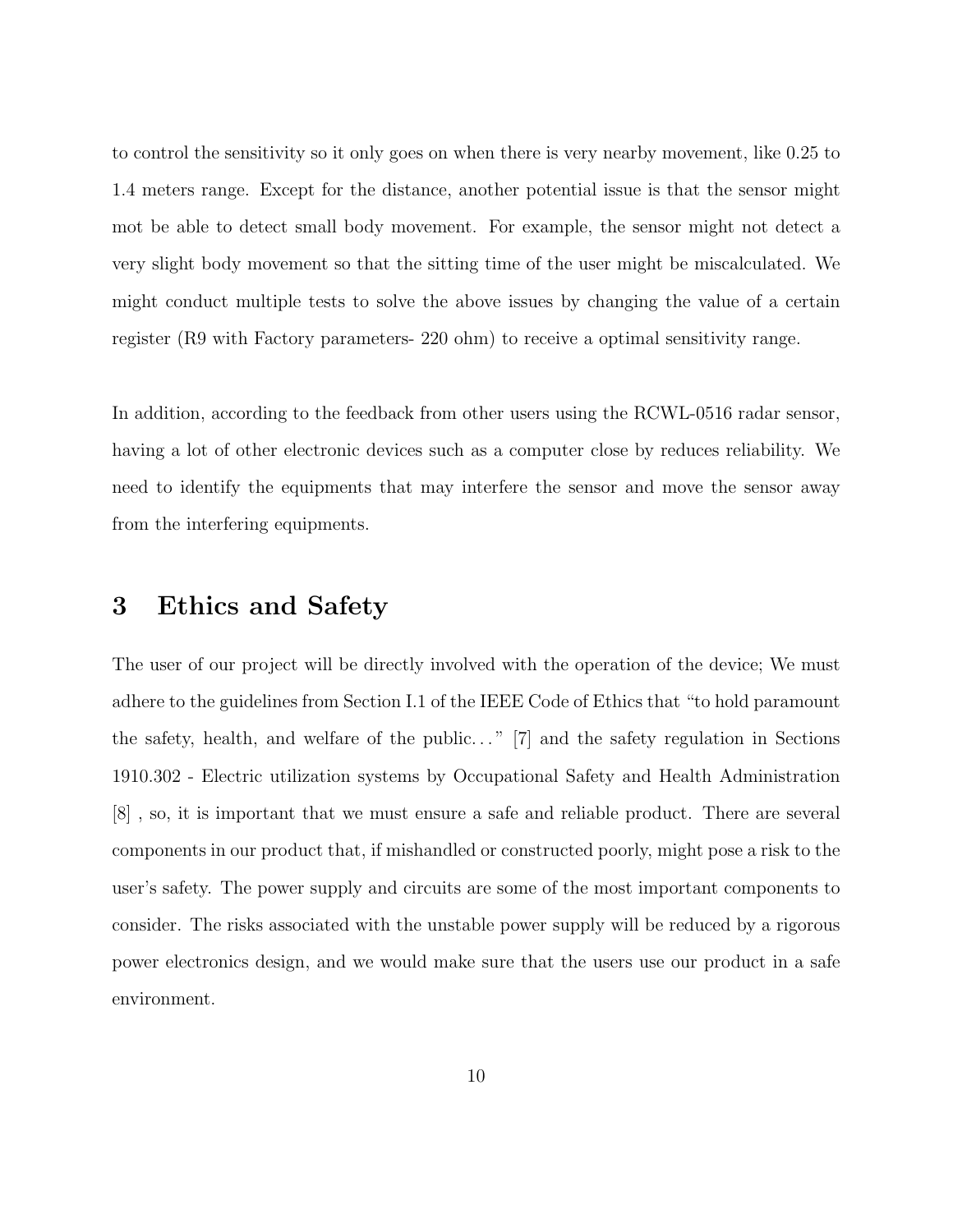to control the sensitivity so it only goes on when there is very nearby movement, like 0.25 to 1.4 meters range. Except for the distance, another potential issue is that the sensor might mot be able to detect small body movement. For example, the sensor might not detect a very slight body movement so that the sitting time of the user might be miscalculated. We might conduct multiple tests to solve the above issues by changing the value of a certain register (R9 with Factory parameters- 220 ohm) to receive a optimal sensitivity range.

In addition, according to the feedback from other users using the RCWL-0516 radar sensor, having a lot of other electronic devices such as a computer close by reduces reliability. We need to identify the equipments that may interfere the sensor and move the sensor away from the interfering equipments.

# 3 Ethics and Safety

The user of our project will be directly involved with the operation of the device; We must adhere to the guidelines from Section I.1 of the IEEE Code of Ethics that "to hold paramount the safety, health, and welfare of the public..." [7] and the safety regulation in Sections 1910.302 - Electric utilization systems by Occupational Safety and Health Administration [8] , so, it is important that we must ensure a safe and reliable product. There are several components in our product that, if mishandled or constructed poorly, might pose a risk to the user's safety. The power supply and circuits are some of the most important components to consider. The risks associated with the unstable power supply will be reduced by a rigorous power electronics design, and we would make sure that the users use our product in a safe environment.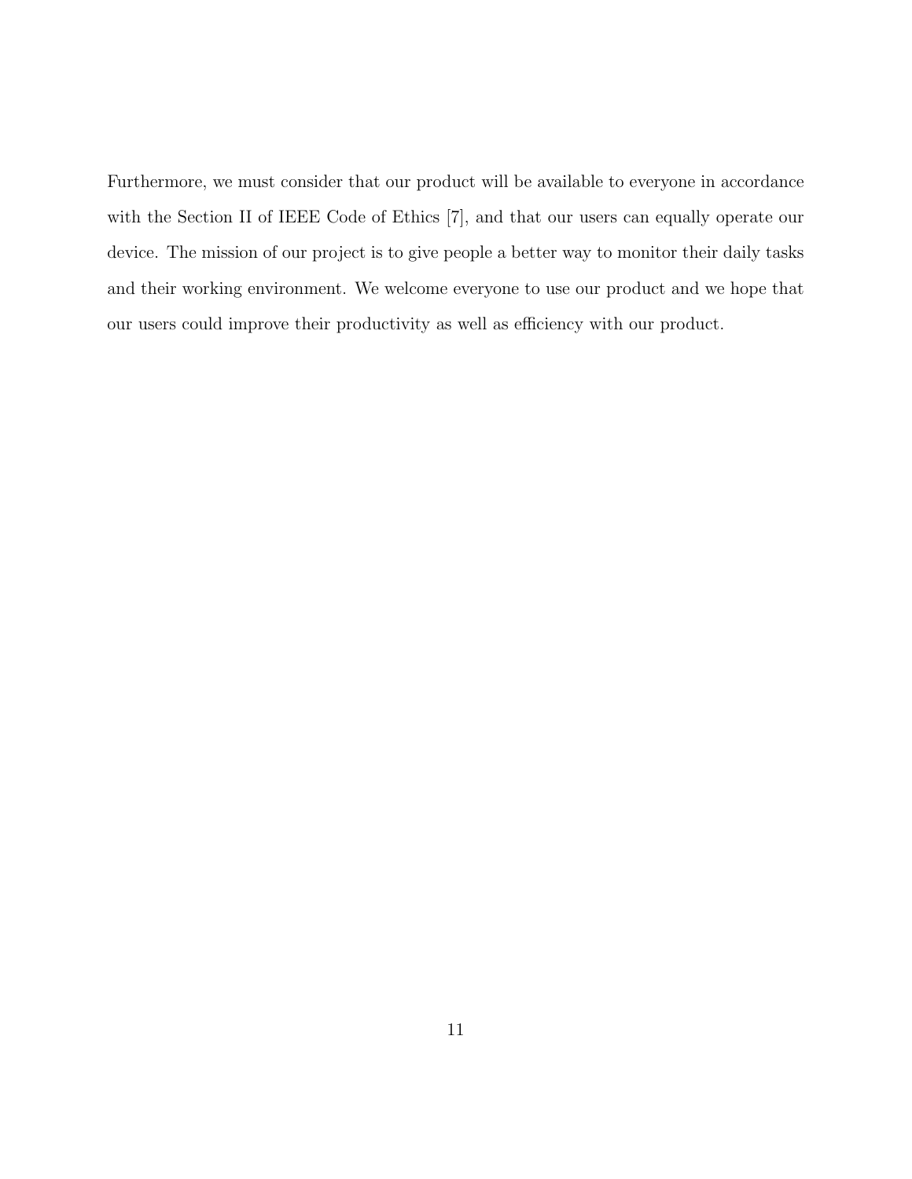Furthermore, we must consider that our product will be available to everyone in accordance with the Section II of IEEE Code of Ethics [7], and that our users can equally operate our device. The mission of our project is to give people a better way to monitor their daily tasks and their working environment. We welcome everyone to use our product and we hope that our users could improve their productivity as well as efficiency with our product.